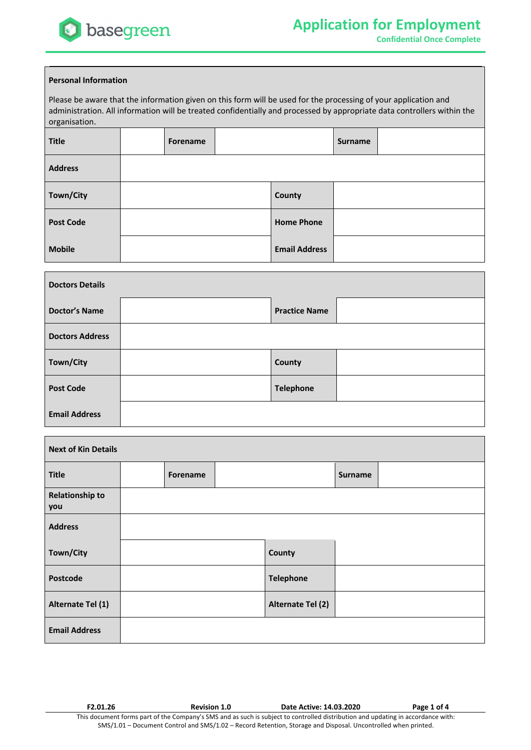# Application for Employment

**Confidential Once Complete**

| **Personal Information** | | | | | |
|---|---|---|---|---|---|
| Please be aware that the information given on this form will be used for the processing of your application and administration. All information will be treated confidentially and processed by appropriate data controllers within the organisation. | | | | | |
| **Title** | | **Forename** | | **Surname** | |
| **Address** | | | | | |
| **Town/City** | | | **County** | | |
| **Post Code** | | | **Home Phone** | | |
| **Mobile** | | | **Email Address** | | |

| **Doctors Details** | | | |
|---|---|---|---|
| **Doctor's Name** | | **Practice Name** | |
| **Doctors Address** | | | |
| **Town/City** | | **County** | |
| **Post Code** | | **Telephone** | |
| **Email Address** | | | |

| **Next of Kin Details** | | | | | |
|---|---|---|---|---|---|
| **Title** | | **Forename** | | **Surname** | |
| **Relationship to you** | | | | | |
| **Address** | | | | | |
| **Town/City** | | | **County** | | |
| **Postcode** | | | **Telephone** | | |
| **Alternate Tel (1)** | | | **Alternate Tel (2)** | | |
| **Email Address** | | | | | |

**F2.01.26** **Revision 1.0** **Date Active: 14.03.2020**

This document forms part of the Company's SMS and as such is subject to controlled distribution and updating in accordance with: SMS/1.01 – Document Control and SMS/1.02 – Record Retention, Storage and Disposal. Uncontrolled when printed.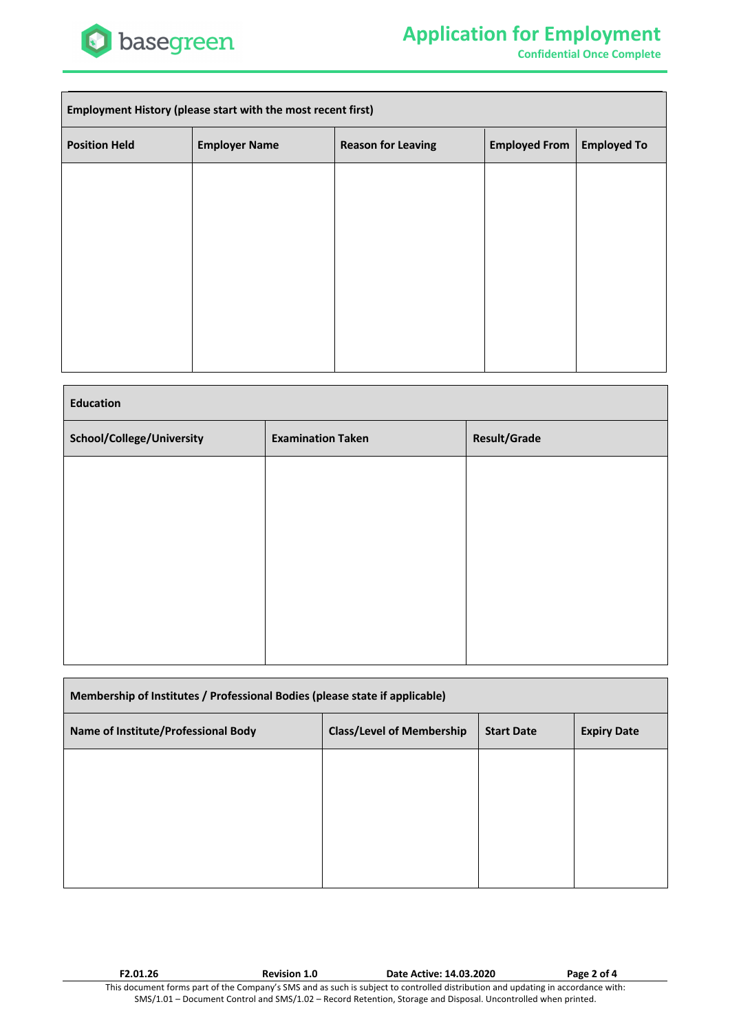| Employment History (please start with the most recent first) | | | | |
|---|---|---|---|---|
| **Position Held** | **Employer Name** | **Reason for Leaving** | **Employed From** | **Employed To** |
| | | | | |

| Education | | |
|---|---|---|
| **School/College/University** | **Examination Taken** | **Result/Grade** |
| | | |

| Membership of Institutes / Professional Bodies (please state if applicable) | | | |
|---|---|---|---|
| **Name of Institute/Professional Body** | **Class/Level of Membership** | **Start Date** | **Expiry Date** |
| | | | |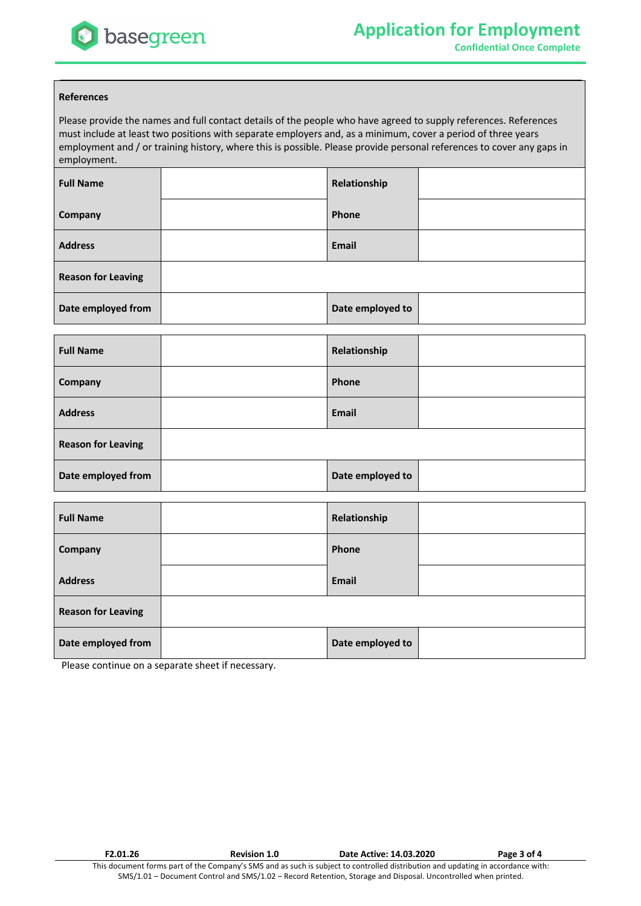**References**

Please provide the names and full contact details of the people who have agreed to supply references. References must include at least two positions with separate employers and, as a minimum, cover a period of three years employment and / or training history, where this is possible. Please provide personal references to cover any gaps in employment.

| **Full Name** | | **Relationship** | |
|---|---|---|---|
| **Company** | | **Phone** | |
| **Address** | | **Email** | |
| **Reason for Leaving** | | | |
| **Date employed from** | | **Date employed to** | |

| **Full Name** | | **Relationship** | |
|---|---|---|---|
| **Company** | | **Phone** | |
| **Address** | | **Email** | |
| **Reason for Leaving** | | | |
| **Date employed from** | | **Date employed to** | |

| **Full Name** | | **Relationship** | |
|---|---|---|---|
| **Company** | | **Phone** | |
| **Address** | | **Email** | |
| **Reason for Leaving** | | | |
| **Date employed from** | | **Date employed to** | |

Please continue on a separate sheet if necessary.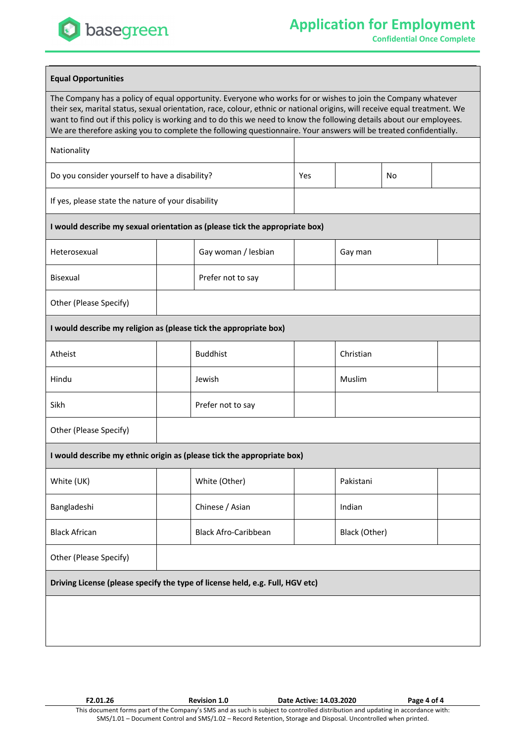## Equal Opportunities

The Company has a policy of equal opportunity. Everyone who works for or wishes to join the Company whatever their sex, marital status, sexual orientation, race, colour, ethnic or national origins, will receive equal treatment. We want to find out if this policy is working and to do this we need to know the following details about our employees. We are therefore asking you to complete the following questionnaire. Your answers will be treated confidentially.

| | | | | |
|---|---|---|---|---|
| Nationality | | | | |
| Do you consider yourself to have a disability? | Yes | | No | |
| If yes, please state the nature of your disability | | | | |

**I would describe my sexual orientation as (please tick the appropriate box)**

| | | | | | |
|---|---|---|---|---|---|
| Heterosexual | | Gay woman / lesbian | | Gay man | |
| Bisexual | | Prefer not to say | | | |
| Other (Please Specify) | | | | | |

**I would describe my religion as (please tick the appropriate box)**

| | | | | | |
|---|---|---|---|---|---|
| Atheist | | Buddhist | | Christian | |
| Hindu | | Jewish | | Muslim | |
| Sikh | | Prefer not to say | | | |
| Other (Please Specify) | | | | | |

**I would describe my ethnic origin as (please tick the appropriate box)**

| | | | | | |
|---|---|---|---|---|---|
| White (UK) | | White (Other) | | Pakistani | |
| Bangladeshi | | Chinese / Asian | | Indian | |
| Black African | | Black Afro-Caribbean | | Black (Other) | |
| Other (Please Specify) | | | | | |

**Driving License (please specify the type of license held, e.g. Full, HGV etc)**